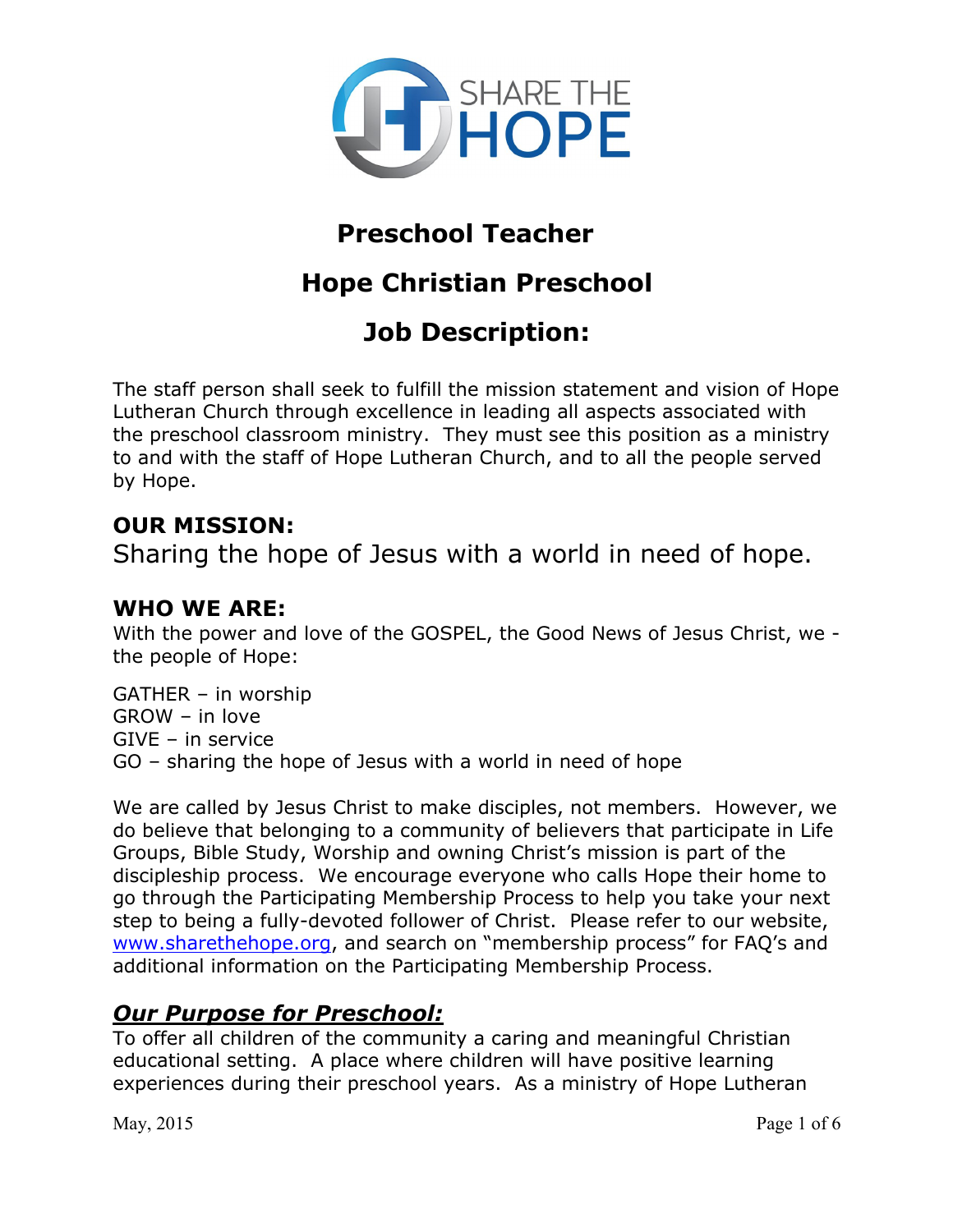SHARE THE HOPE

# Preschool Teacher

# Hope Christian Preschool

# Job Description:

The staff person shall seek to fulfill the mission statement and vision of Hope Lutheran Church through excellence in leading all aspects associated with the preschool classroom ministry. They must see this position as a ministry to and with the staff of Hope Lutheran Church, and to all the people served by Hope.

## OUR MISSION:

Sharing the hope of Jesus with a world in need of hope.

## WHO WE ARE:

With the power and love of the GOSPEL, the Good News of Jesus Christ, we - the people of Hope:

GATHER – in worship
GROW – in love
GIVE – in service
GO – sharing the hope of Jesus with a world in need of hope

We are called by Jesus Christ to make disciples, not members. However, we do believe that belonging to a community of believers that participate in Life Groups, Bible Study, Worship and owning Christ's mission is part of the discipleship process. We encourage everyone who calls Hope their home to go through the Participating Membership Process to help you take your next step to being a fully-devoted follower of Christ. Please refer to our website, www.sharethehope.org, and search on "membership process" for FAQ's and additional information on the Participating Membership Process.

## ***Our Purpose for Preschool:***

To offer all children of the community a caring and meaningful Christian educational setting. A place where children will have positive learning experiences during their preschool years. As a ministry of Hope Lutheran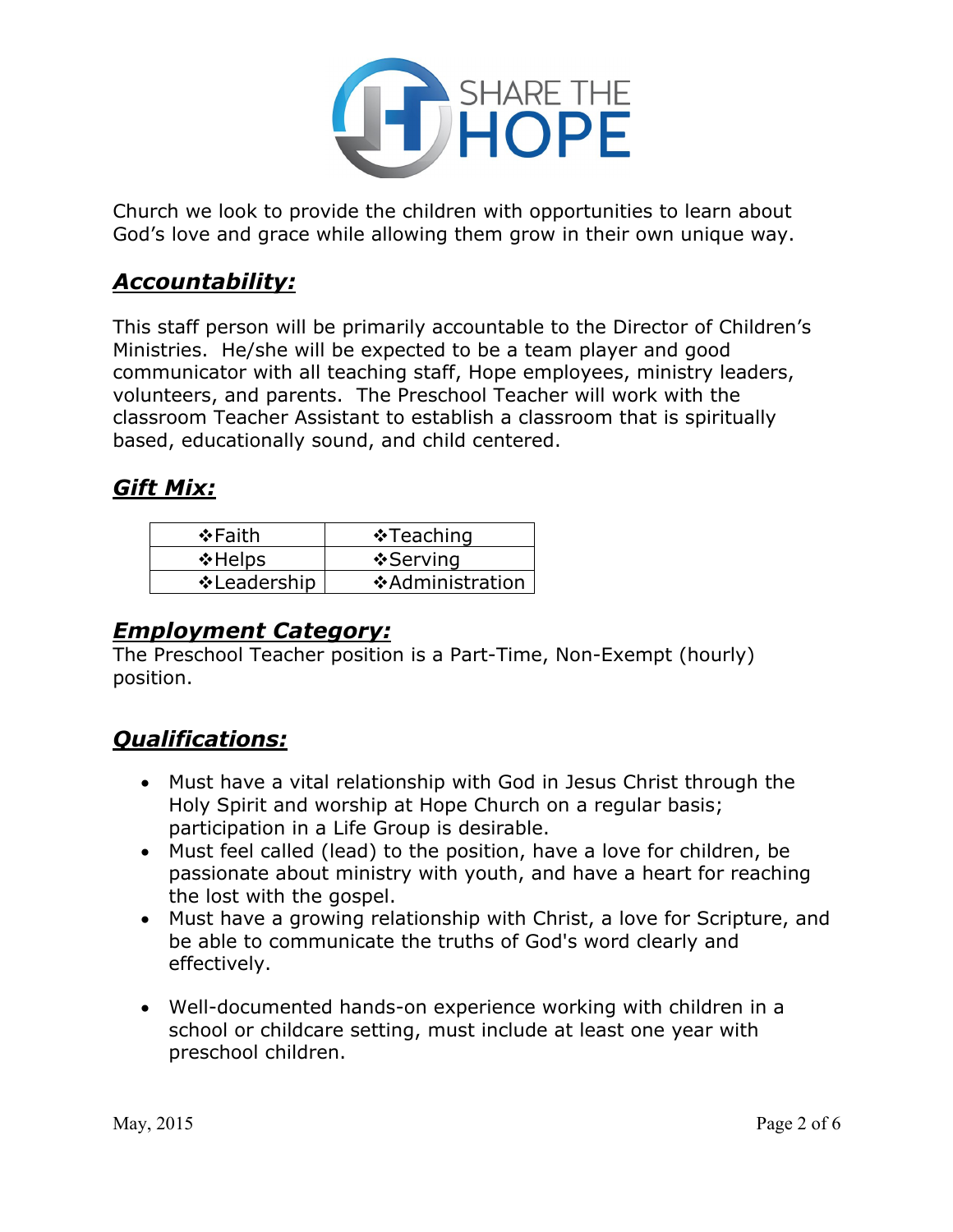Church we look to provide the children with opportunities to learn about God's love and grace while allowing them grow in their own unique way.

## ***Accountability:***

This staff person will be primarily accountable to the Director of Children's Ministries. He/she will be expected to be a team player and good communicator with all teaching staff, Hope employees, ministry leaders, volunteers, and parents. The Preschool Teacher will work with the classroom Teacher Assistant to establish a classroom that is spiritually based, educationally sound, and child centered.

## ***Gift Mix:***

| | |
|---|---|
| ❖Faith | ❖Teaching |
| ❖Helps | ❖Serving |
| ❖Leadership | ❖Administration |

## ***Employment Category:***

The Preschool Teacher position is a Part-Time, Non-Exempt (hourly) position.

## ***Qualifications:***

- Must have a vital relationship with God in Jesus Christ through the Holy Spirit and worship at Hope Church on a regular basis; participation in a Life Group is desirable.
- Must feel called (lead) to the position, have a love for children, be passionate about ministry with youth, and have a heart for reaching the lost with the gospel.
- Must have a growing relationship with Christ, a love for Scripture, and be able to communicate the truths of God's word clearly and effectively.
- Well-documented hands-on experience working with children in a school or childcare setting, must include at least one year with preschool children.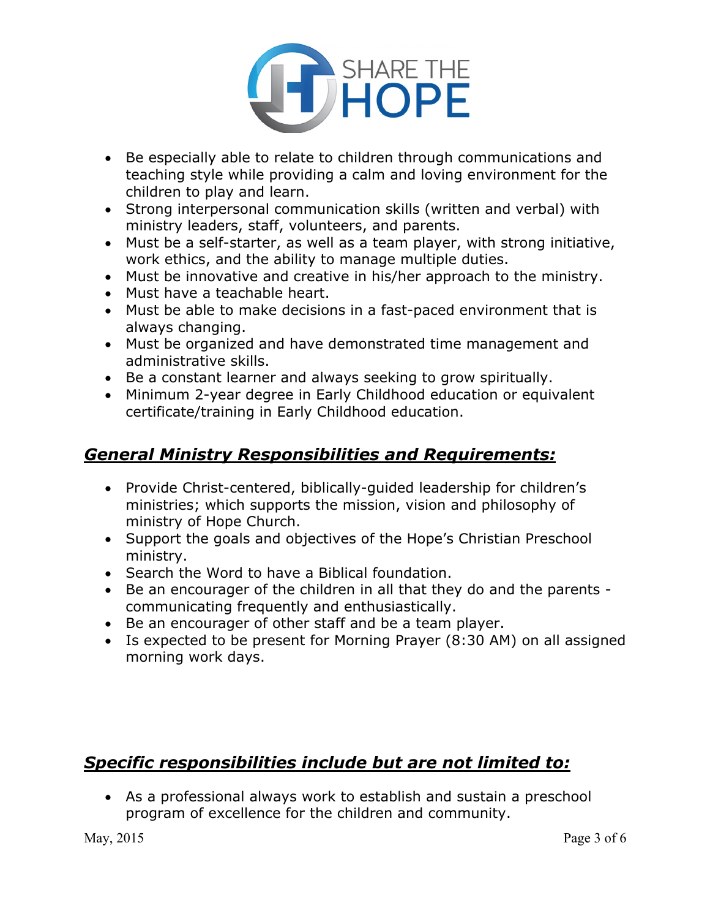- Be especially able to relate to children through communications and teaching style while providing a calm and loving environment for the children to play and learn.
- Strong interpersonal communication skills (written and verbal) with ministry leaders, staff, volunteers, and parents.
- Must be a self-starter, as well as a team player, with strong initiative, work ethics, and the ability to manage multiple duties.
- Must be innovative and creative in his/her approach to the ministry.
- Must have a teachable heart.
- Must be able to make decisions in a fast-paced environment that is always changing.
- Must be organized and have demonstrated time management and administrative skills.
- Be a constant learner and always seeking to grow spiritually.
- Minimum 2-year degree in Early Childhood education or equivalent certificate/training in Early Childhood education.

## ***General Ministry Responsibilities and Requirements:***

- Provide Christ-centered, biblically-guided leadership for children's ministries; which supports the mission, vision and philosophy of ministry of Hope Church.
- Support the goals and objectives of the Hope's Christian Preschool ministry.
- Search the Word to have a Biblical foundation.
- Be an encourager of the children in all that they do and the parents - communicating frequently and enthusiastically.
- Be an encourager of other staff and be a team player.
- Is expected to be present for Morning Prayer (8:30 AM) on all assigned morning work days.

## ***Specific responsibilities include but are not limited to:***

- As a professional always work to establish and sustain a preschool program of excellence for the children and community.

May, 2015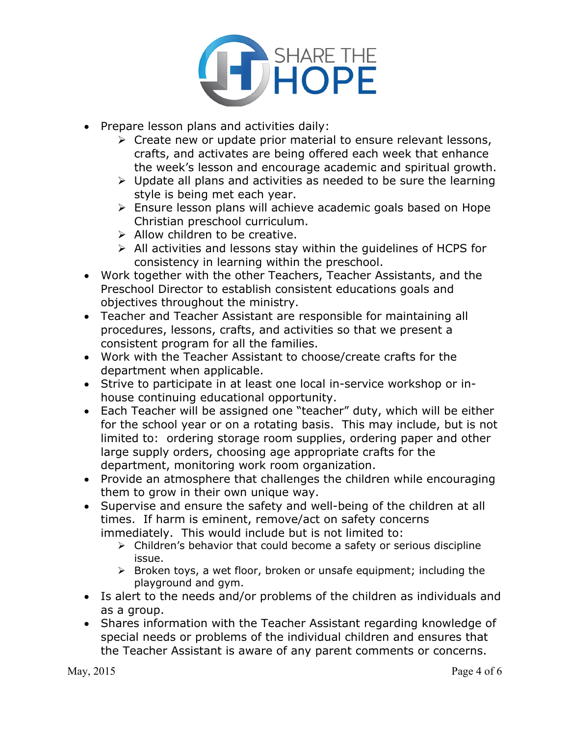- Prepare lesson plans and activities daily:
  - Create new or update prior material to ensure relevant lessons, crafts, and activates are being offered each week that enhance the week's lesson and encourage academic and spiritual growth.
  - Update all plans and activities as needed to be sure the learning style is being met each year.
  - Ensure lesson plans will achieve academic goals based on Hope Christian preschool curriculum.
  - Allow children to be creative.
  - All activities and lessons stay within the guidelines of HCPS for consistency in learning within the preschool.
- Work together with the other Teachers, Teacher Assistants, and the Preschool Director to establish consistent educations goals and objectives throughout the ministry.
- Teacher and Teacher Assistant are responsible for maintaining all procedures, lessons, crafts, and activities so that we present a consistent program for all the families.
- Work with the Teacher Assistant to choose/create crafts for the department when applicable.
- Strive to participate in at least one local in-service workshop or in-house continuing educational opportunity.
- Each Teacher will be assigned one "teacher" duty, which will be either for the school year or on a rotating basis. This may include, but is not limited to: ordering storage room supplies, ordering paper and other large supply orders, choosing age appropriate crafts for the department, monitoring work room organization.
- Provide an atmosphere that challenges the children while encouraging them to grow in their own unique way.
- Supervise and ensure the safety and well-being of the children at all times. If harm is eminent, remove/act on safety concerns immediately. This would include but is not limited to:
  - Children's behavior that could become a safety or serious discipline issue.
  - Broken toys, a wet floor, broken or unsafe equipment; including the playground and gym.
- Is alert to the needs and/or problems of the children as individuals and as a group.
- Shares information with the Teacher Assistant regarding knowledge of special needs or problems of the individual children and ensures that the Teacher Assistant is aware of any parent comments or concerns.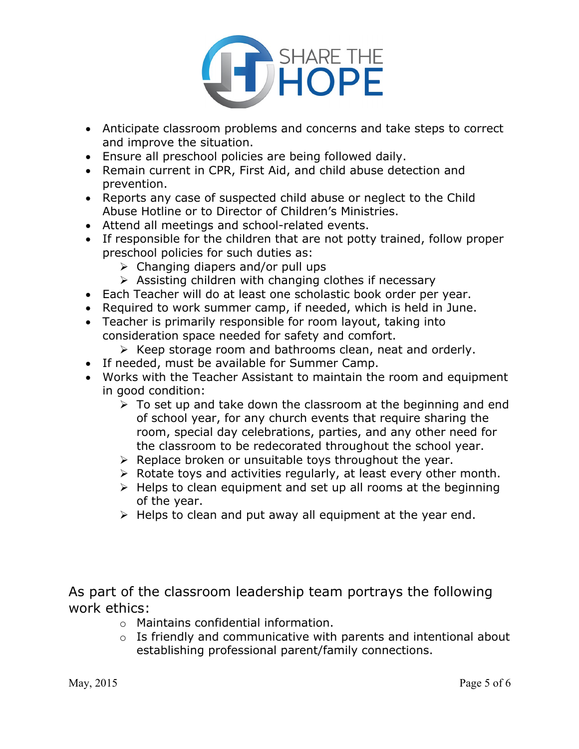- Anticipate classroom problems and concerns and take steps to correct and improve the situation.
- Ensure all preschool policies are being followed daily.
- Remain current in CPR, First Aid, and child abuse detection and prevention.
- Reports any case of suspected child abuse or neglect to the Child Abuse Hotline or to Director of Children's Ministries.
- Attend all meetings and school-related events.
- If responsible for the children that are not potty trained, follow proper preschool policies for such duties as:
  - Changing diapers and/or pull ups
  - Assisting children with changing clothes if necessary
- Each Teacher will do at least one scholastic book order per year.
- Required to work summer camp, if needed, which is held in June.
- Teacher is primarily responsible for room layout, taking into consideration space needed for safety and comfort.
  - Keep storage room and bathrooms clean, neat and orderly.
- If needed, must be available for Summer Camp.
- Works with the Teacher Assistant to maintain the room and equipment in good condition:
  - To set up and take down the classroom at the beginning and end of school year, for any church events that require sharing the room, special day celebrations, parties, and any other need for the classroom to be redecorated throughout the school year.
  - Replace broken or unsuitable toys throughout the year.
  - Rotate toys and activities regularly, at least every other month.
  - Helps to clean equipment and set up all rooms at the beginning of the year.
  - Helps to clean and put away all equipment at the year end.

As part of the classroom leadership team portrays the following work ethics:

- Maintains confidential information.
- Is friendly and communicative with parents and intentional about establishing professional parent/family connections.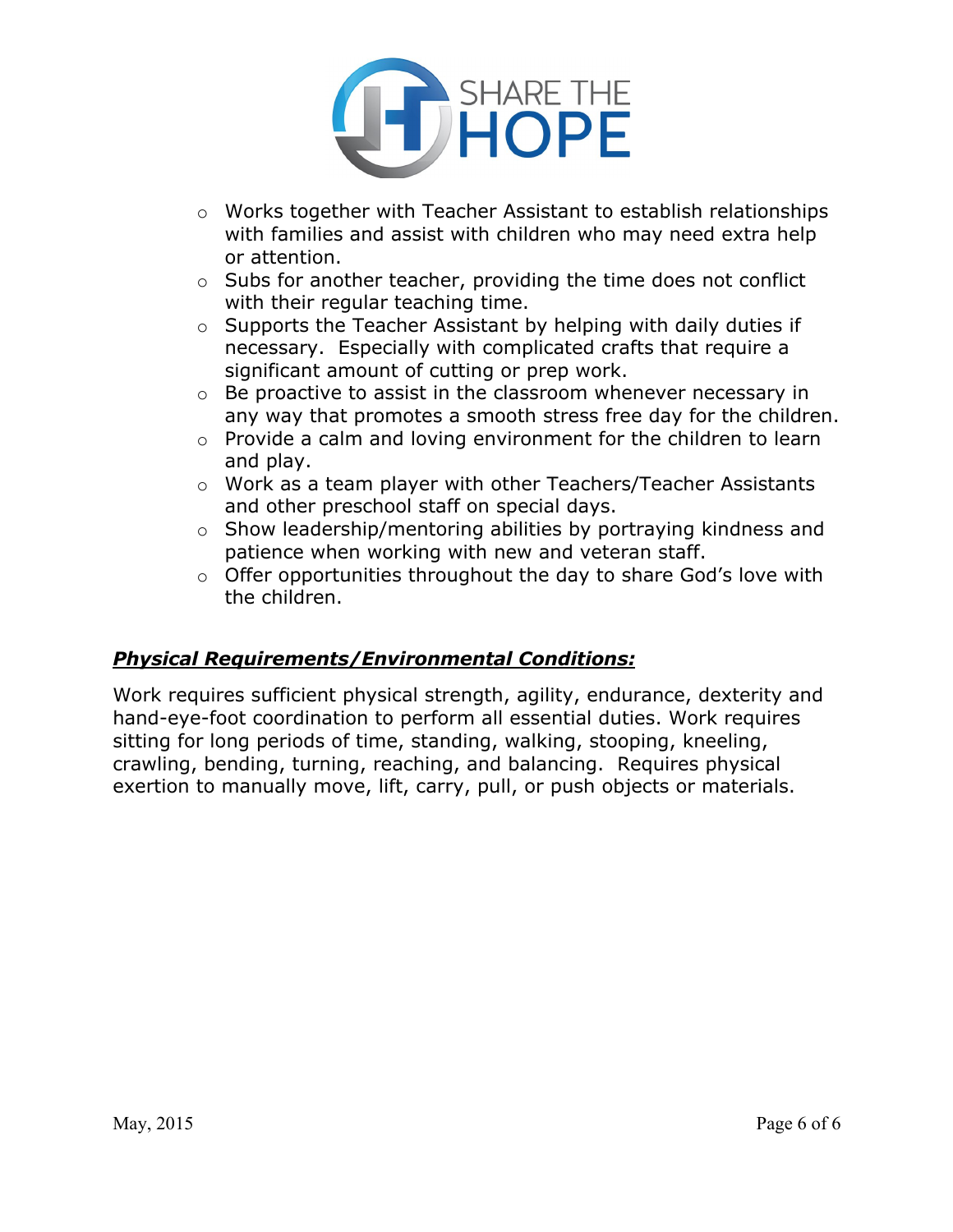- Works together with Teacher Assistant to establish relationships with families and assist with children who may need extra help or attention.
- Subs for another teacher, providing the time does not conflict with their regular teaching time.
- Supports the Teacher Assistant by helping with daily duties if necessary. Especially with complicated crafts that require a significant amount of cutting or prep work.
- Be proactive to assist in the classroom whenever necessary in any way that promotes a smooth stress free day for the children.
- Provide a calm and loving environment for the children to learn and play.
- Work as a team player with other Teachers/Teacher Assistants and other preschool staff on special days.
- Show leadership/mentoring abilities by portraying kindness and patience when working with new and veteran staff.
- Offer opportunities throughout the day to share God's love with the children.

***Physical Requirements/Environmental Conditions:***

Work requires sufficient physical strength, agility, endurance, dexterity and hand-eye-foot coordination to perform all essential duties. Work requires sitting for long periods of time, standing, walking, stooping, kneeling, crawling, bending, turning, reaching, and balancing. Requires physical exertion to manually move, lift, carry, pull, or push objects or materials.